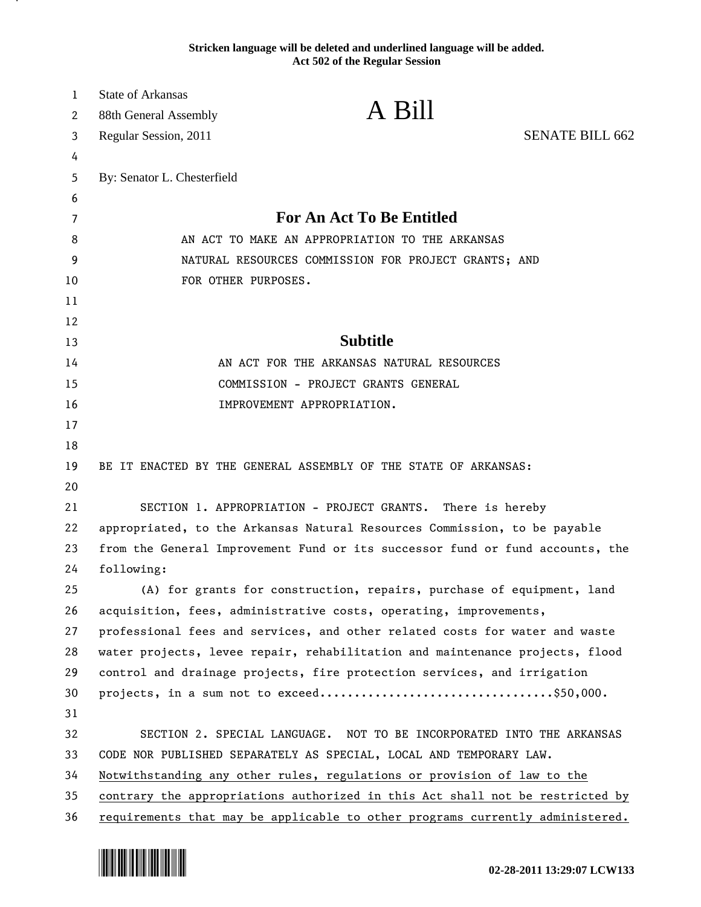**Stricken language will be deleted and underlined language will be added.**
**Act 502 of the Regular Session**

State of Arkansas
88th General Assembly
Regular Session, 2011

# A Bill

SENATE BILL 662

By: Senator L. Chesterfield

## For An Act To Be Entitled

AN ACT TO MAKE AN APPROPRIATION TO THE ARKANSAS NATURAL RESOURCES COMMISSION FOR PROJECT GRANTS; AND FOR OTHER PURPOSES.

## Subtitle

AN ACT FOR THE ARKANSAS NATURAL RESOURCES COMMISSION - PROJECT GRANTS GENERAL IMPROVEMENT APPROPRIATION.

BE IT ENACTED BY THE GENERAL ASSEMBLY OF THE STATE OF ARKANSAS:

SECTION 1. APPROPRIATION - PROJECT GRANTS. There is hereby appropriated, to the Arkansas Natural Resources Commission, to be payable from the General Improvement Fund or its successor fund or fund accounts, the following:

(A) for grants for construction, repairs, purchase of equipment, land acquisition, fees, administrative costs, operating, improvements, professional fees and services, and other related costs for water and waste water projects, levee repair, rehabilitation and maintenance projects, flood control and drainage projects, fire protection services, and irrigation projects, in a sum not to exceed.................................$50,000.

SECTION 2. SPECIAL LANGUAGE. NOT TO BE INCORPORATED INTO THE ARKANSAS CODE NOR PUBLISHED SEPARATELY AS SPECIAL, LOCAL AND TEMPORARY LAW. <u>Notwithstanding any other rules, regulations or provision of law to the contrary the appropriations authorized in this Act shall not be restricted by requirements that may be applicable to other programs currently administered.</u>

02-28-2011 13:29:07 LCW133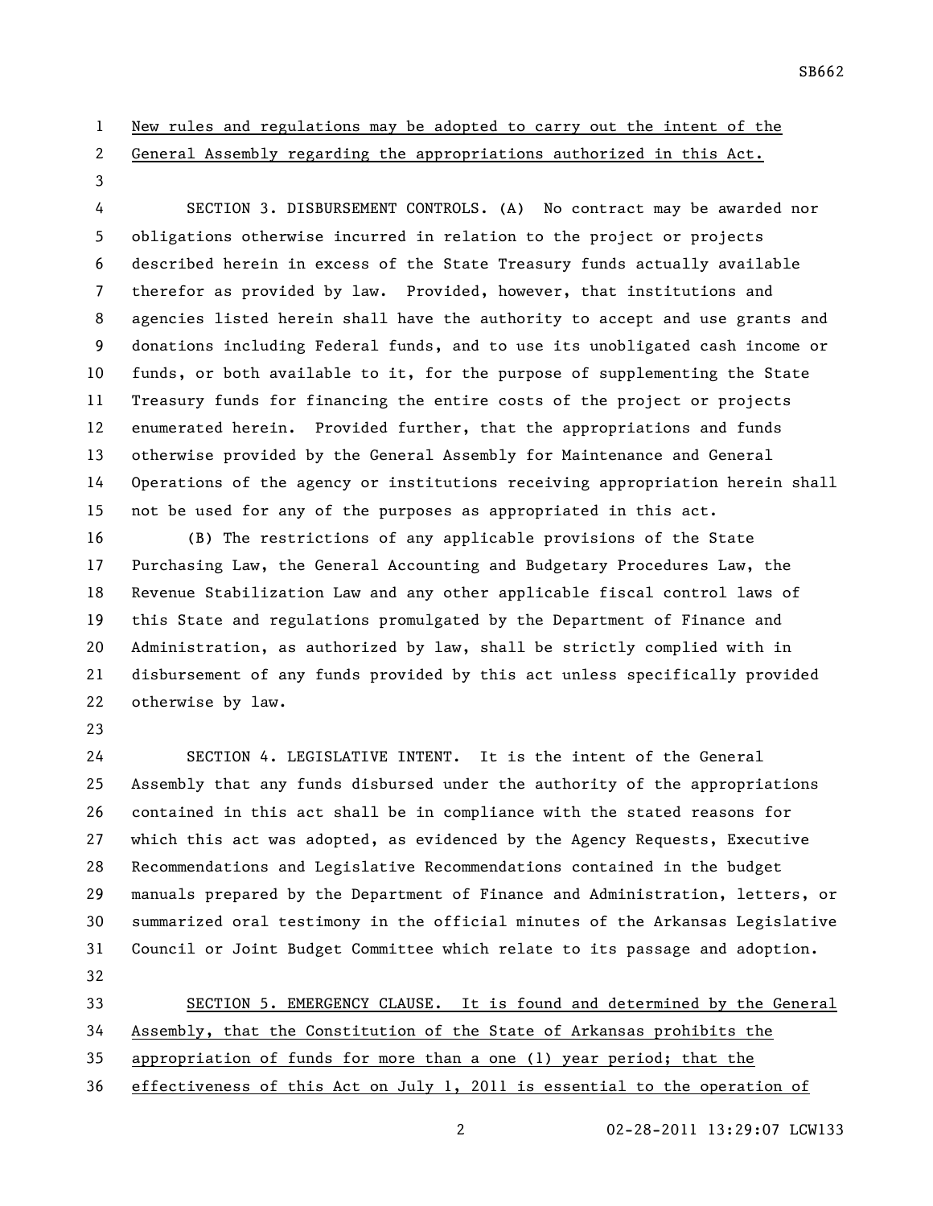New rules and regulations may be adopted to carry out the intent of the General Assembly regarding the appropriations authorized in this Act.

SECTION 3. DISBURSEMENT CONTROLS. (A) No contract may be awarded nor obligations otherwise incurred in relation to the project or projects described herein in excess of the State Treasury funds actually available therefor as provided by law. Provided, however, that institutions and agencies listed herein shall have the authority to accept and use grants and donations including Federal funds, and to use its unobligated cash income or funds, or both available to it, for the purpose of supplementing the State Treasury funds for financing the entire costs of the project or projects enumerated herein. Provided further, that the appropriations and funds otherwise provided by the General Assembly for Maintenance and General Operations of the agency or institutions receiving appropriation herein shall not be used for any of the purposes as appropriated in this act.

(B) The restrictions of any applicable provisions of the State Purchasing Law, the General Accounting and Budgetary Procedures Law, the Revenue Stabilization Law and any other applicable fiscal control laws of this State and regulations promulgated by the Department of Finance and Administration, as authorized by law, shall be strictly complied with in disbursement of any funds provided by this act unless specifically provided otherwise by law.

SECTION 4. LEGISLATIVE INTENT. It is the intent of the General Assembly that any funds disbursed under the authority of the appropriations contained in this act shall be in compliance with the stated reasons for which this act was adopted, as evidenced by the Agency Requests, Executive Recommendations and Legislative Recommendations contained in the budget manuals prepared by the Department of Finance and Administration, letters, or summarized oral testimony in the official minutes of the Arkansas Legislative Council or Joint Budget Committee which relate to its passage and adoption.

SECTION 5. EMERGENCY CLAUSE. It is found and determined by the General Assembly, that the Constitution of the State of Arkansas prohibits the appropriation of funds for more than a one (1) year period; that the effectiveness of this Act on July 1, 2011 is essential to the operation of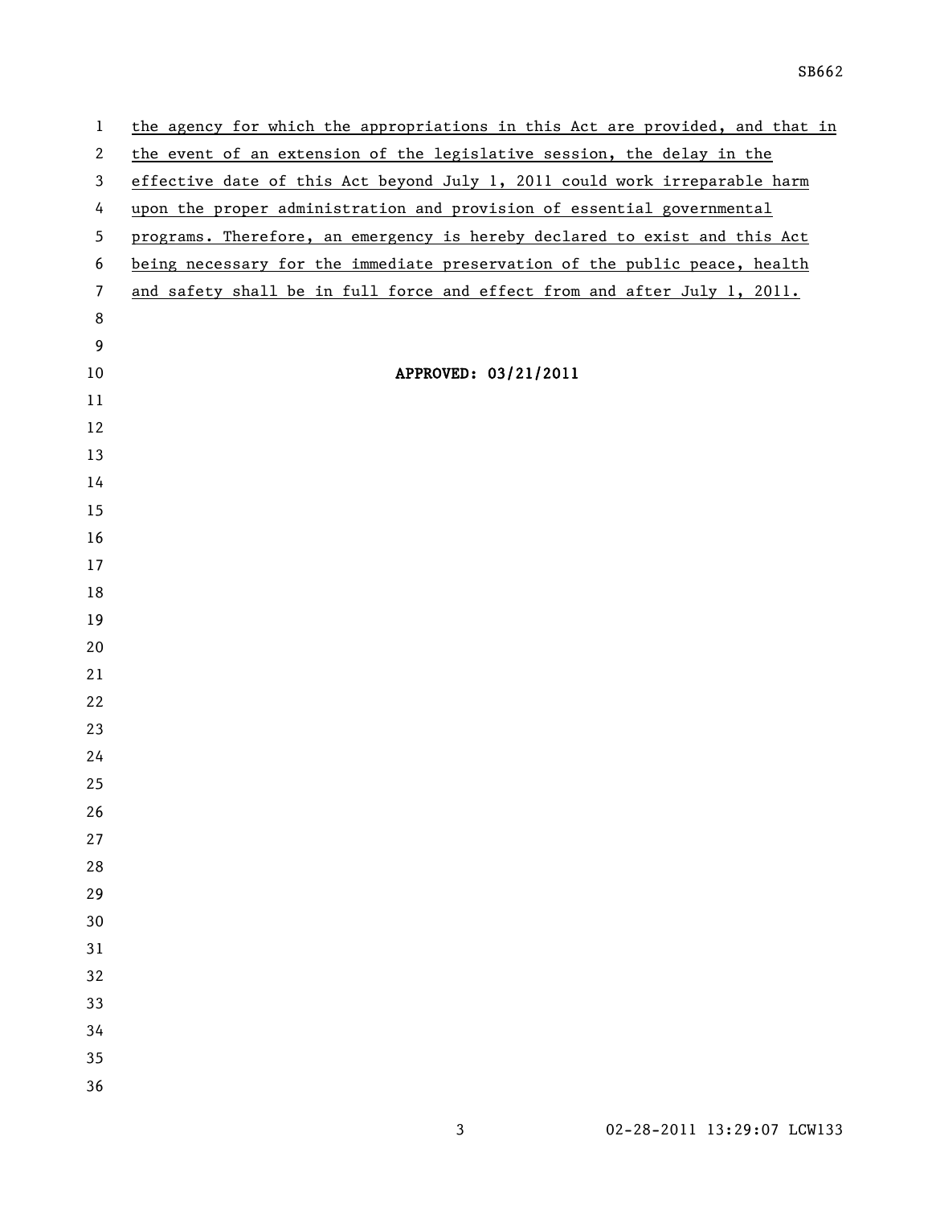<u>the agency for which the appropriations in this Act are provided, and that in the event of an extension of the legislative session, the delay in the effective date of this Act beyond July 1, 2011 could work irreparable harm upon the proper administration and provision of essential governmental programs. Therefore, an emergency is hereby declared to exist and this Act being necessary for the immediate preservation of the public peace, health and safety shall be in full force and effect from and after July 1, 2011.</u>

**APPROVED: 03/21/2011**